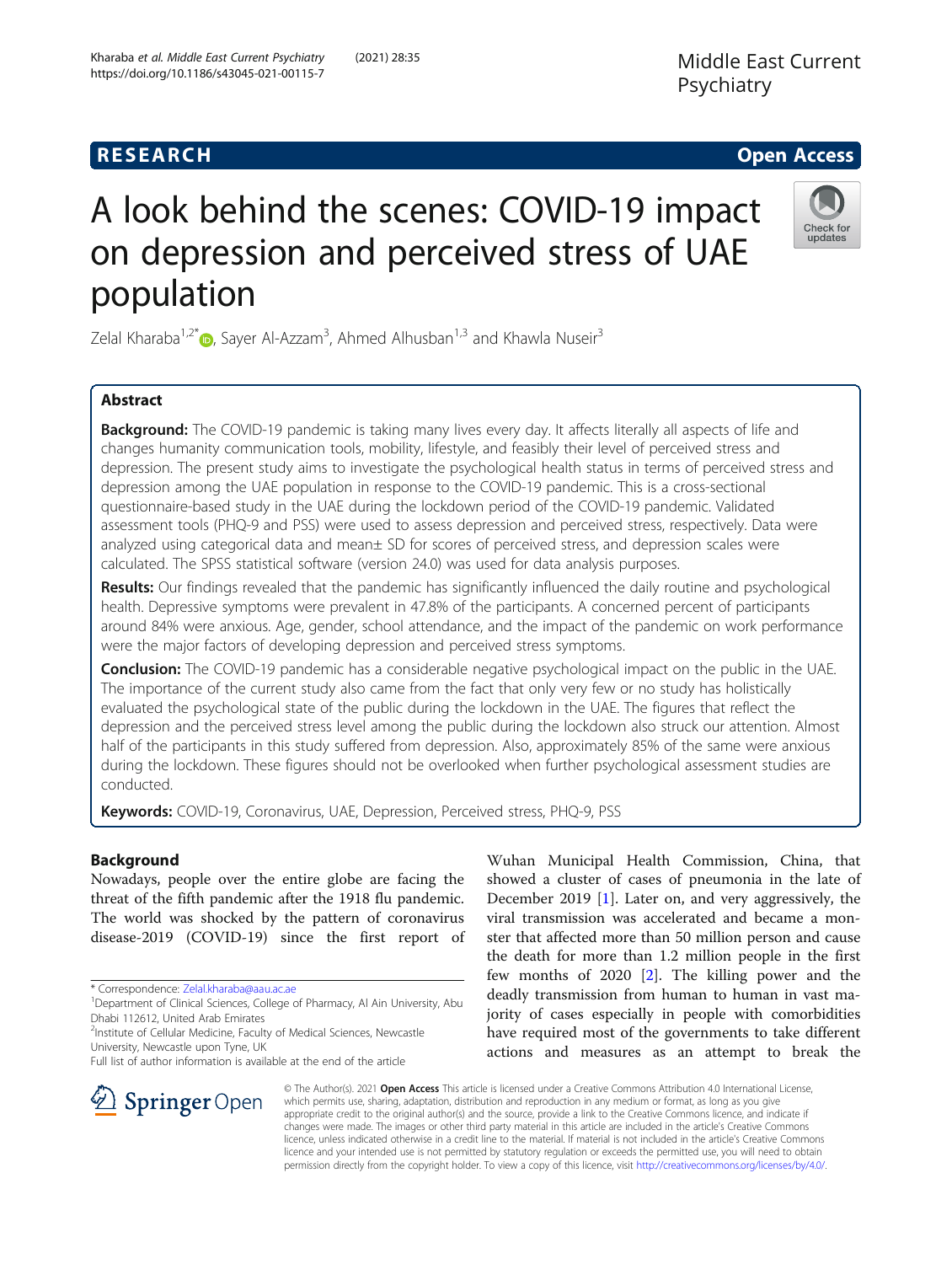RESEARCH

Open Access

# A look behind the scenes: COVID-19 impact on depression and perceived stress of UAE population

Zelal Kharaba[1,2*], Sayer Al-Azzam[3], Ahmed Alhusban[1,3] and Khawla Nuseir[3]

## Abstract

**Background:** The COVID-19 pandemic is taking many lives every day. It affects literally all aspects of life and changes humanity communication tools, mobility, lifestyle, and feasibly their level of perceived stress and depression. The present study aims to investigate the psychological health status in terms of perceived stress and depression among the UAE population in response to the COVID-19 pandemic. This is a cross-sectional questionnaire-based study in the UAE during the lockdown period of the COVID-19 pandemic. Validated assessment tools (PHQ-9 and PSS) were used to assess depression and perceived stress, respectively. Data were analyzed using categorical data and mean± SD for scores of perceived stress, and depression scales were calculated. The SPSS statistical software (version 24.0) was used for data analysis purposes.

**Results:** Our findings revealed that the pandemic has significantly influenced the daily routine and psychological health. Depressive symptoms were prevalent in 47.8% of the participants. A concerned percent of participants around 84% were anxious. Age, gender, school attendance, and the impact of the pandemic on work performance were the major factors of developing depression and perceived stress symptoms.

**Conclusion:** The COVID-19 pandemic has a considerable negative psychological impact on the public in the UAE. The importance of the current study also came from the fact that only very few or no study has holistically evaluated the psychological state of the public during the lockdown in the UAE. The figures that reflect the depression and the perceived stress level among the public during the lockdown also struck our attention. Almost half of the participants in this study suffered from depression. Also, approximately 85% of the same were anxious during the lockdown. These figures should not be overlooked when further psychological assessment studies are conducted.

**Keywords:** COVID-19, Coronavirus, UAE, Depression, Perceived stress, PHQ-9, PSS

## Background

Nowadays, people over the entire globe are facing the threat of the fifth pandemic after the 1918 flu pandemic. The world was shocked by the pattern of coronavirus disease-2019 (COVID-19) since the first report of Wuhan Municipal Health Commission, China, that showed a cluster of cases of pneumonia in the late of December 2019 [1]. Later on, and very aggressively, the viral transmission was accelerated and became a monster that affected more than 50 million person and cause the death for more than 1.2 million people in the first few months of 2020 [2]. The killing power and the deadly transmission from human to human in vast majority of cases especially in people with comorbidities have required most of the governments to take different actions and measures as an attempt to break the

\* Correspondence: Zelal.kharaba@aau.ac.ae
[1]Department of Clinical Sciences, College of Pharmacy, Al Ain University, Abu Dhabi 112612, United Arab Emirates
[2]Institute of Cellular Medicine, Faculty of Medical Sciences, Newcastle University, Newcastle upon Tyne, UK
Full list of author information is available at the end of the article

© The Author(s). 2021 **Open Access** This article is licensed under a Creative Commons Attribution 4.0 International License, which permits use, sharing, adaptation, distribution and reproduction in any medium or format, as long as you give appropriate credit to the original author(s) and the source, provide a link to the Creative Commons licence, and indicate if changes were made. The images or other third party material in this article are included in the article's Creative Commons licence, unless indicated otherwise in a credit line to the material. If material is not included in the article's Creative Commons licence and your intended use is not permitted by statutory regulation or exceeds the permitted use, you will need to obtain permission directly from the copyright holder. To view a copy of this licence, visit http://creativecommons.org/licenses/by/4.0/.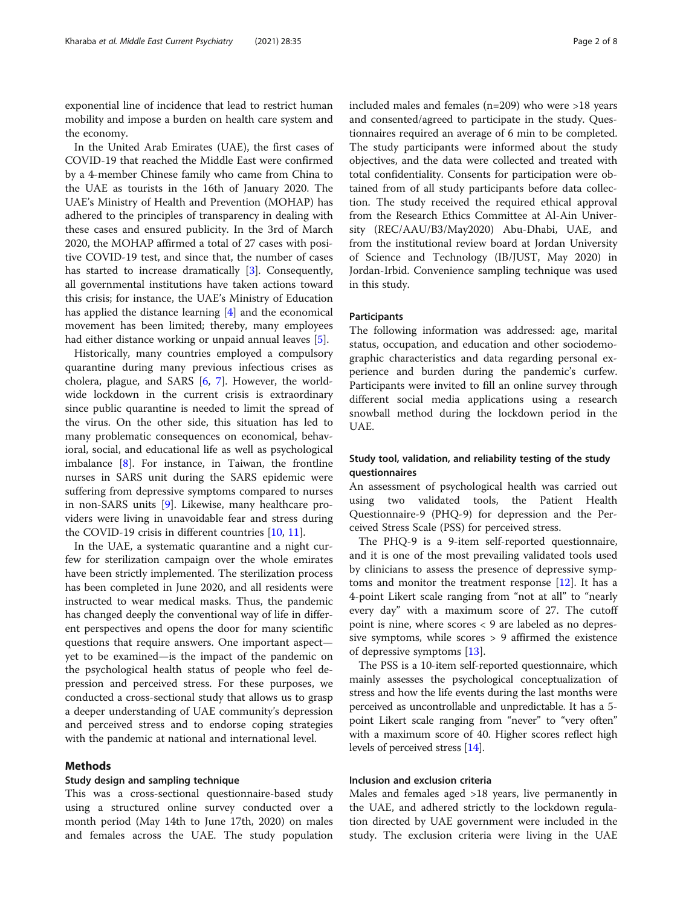exponential line of incidence that lead to restrict human mobility and impose a burden on health care system and the economy.

In the United Arab Emirates (UAE), the first cases of COVID-19 that reached the Middle East were confirmed by a 4-member Chinese family who came from China to the UAE as tourists in the 16th of January 2020. The UAE's Ministry of Health and Prevention (MOHAP) has adhered to the principles of transparency in dealing with these cases and ensured publicity. In the 3rd of March 2020, the MOHAP affirmed a total of 27 cases with positive COVID-19 test, and since that, the number of cases has started to increase dramatically [3]. Consequently, all governmental institutions have taken actions toward this crisis; for instance, the UAE's Ministry of Education has applied the distance learning [4] and the economical movement has been limited; thereby, many employees had either distance working or unpaid annual leaves [5].

Historically, many countries employed a compulsory quarantine during many previous infectious crises as cholera, plague, and SARS [6, 7]. However, the worldwide lockdown in the current crisis is extraordinary since public quarantine is needed to limit the spread of the virus. On the other side, this situation has led to many problematic consequences on economical, behavioral, social, and educational life as well as psychological imbalance [8]. For instance, in Taiwan, the frontline nurses in SARS unit during the SARS epidemic were suffering from depressive symptoms compared to nurses in non-SARS units [9]. Likewise, many healthcare providers were living in unavoidable fear and stress during the COVID-19 crisis in different countries [10, 11].

In the UAE, a systematic quarantine and a night curfew for sterilization campaign over the whole emirates have been strictly implemented. The sterilization process has been completed in June 2020, and all residents were instructed to wear medical masks. Thus, the pandemic has changed deeply the conventional way of life in different perspectives and opens the door for many scientific questions that require answers. One important aspect—yet to be examined—is the impact of the pandemic on the psychological health status of people who feel depression and perceived stress. For these purposes, we conducted a cross-sectional study that allows us to grasp a deeper understanding of UAE community's depression and perceived stress and to endorse coping strategies with the pandemic at national and international level.

## Methods

### Study design and sampling technique

This was a cross-sectional questionnaire-based study using a structured online survey conducted over a month period (May 14th to June 17th, 2020) on males and females across the UAE. The study population included males and females (n=209) who were >18 years and consented/agreed to participate in the study. Questionnaires required an average of 6 min to be completed. The study participants were informed about the study objectives, and the data were collected and treated with total confidentiality. Consents for participation were obtained from of all study participants before data collection. The study received the required ethical approval from the Research Ethics Committee at Al-Ain University (REC/AAU/B3/May2020) Abu-Dhabi, UAE, and from the institutional review board at Jordan University of Science and Technology (IB/JUST, May 2020) in Jordan-Irbid. Convenience sampling technique was used in this study.

### Participants

The following information was addressed: age, marital status, occupation, and education and other sociodemographic characteristics and data regarding personal experience and burden during the pandemic's curfew. Participants were invited to fill an online survey through different social media applications using a research snowball method during the lockdown period in the UAE.

### Study tool, validation, and reliability testing of the study questionnaires

An assessment of psychological health was carried out using two validated tools, the Patient Health Questionnaire-9 (PHQ-9) for depression and the Perceived Stress Scale (PSS) for perceived stress.

The PHQ-9 is a 9-item self-reported questionnaire, and it is one of the most prevailing validated tools used by clinicians to assess the presence of depressive symptoms and monitor the treatment response [12]. It has a 4-point Likert scale ranging from "not at all" to "nearly every day" with a maximum score of 27. The cutoff point is nine, where scores < 9 are labeled as no depressive symptoms, while scores > 9 affirmed the existence of depressive symptoms [13].

The PSS is a 10-item self-reported questionnaire, which mainly assesses the psychological conceptualization of stress and how the life events during the last months were perceived as uncontrollable and unpredictable. It has a 5-point Likert scale ranging from "never" to "very often" with a maximum score of 40. Higher scores reflect high levels of perceived stress [14].

### Inclusion and exclusion criteria

Males and females aged >18 years, live permanently in the UAE, and adhered strictly to the lockdown regulation directed by UAE government were included in the study. The exclusion criteria were living in the UAE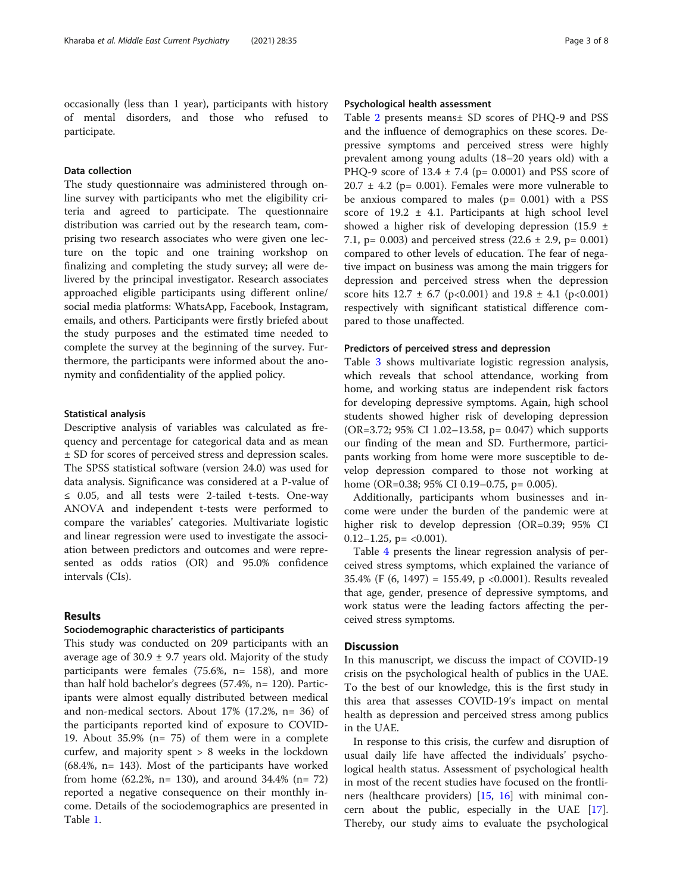occasionally (less than 1 year), participants with history of mental disorders, and those who refused to participate.

### Data collection

The study questionnaire was administered through online survey with participants who met the eligibility criteria and agreed to participate. The questionnaire distribution was carried out by the research team, comprising two research associates who were given one lecture on the topic and one training workshop on finalizing and completing the study survey; all were delivered by the principal investigator. Research associates approached eligible participants using different online/social media platforms: WhatsApp, Facebook, Instagram, emails, and others. Participants were firstly briefed about the study purposes and the estimated time needed to complete the survey at the beginning of the survey. Furthermore, the participants were informed about the anonymity and confidentiality of the applied policy.

### Statistical analysis

Descriptive analysis of variables was calculated as frequency and percentage for categorical data and as mean ± SD for scores of perceived stress and depression scales. The SPSS statistical software (version 24.0) was used for data analysis. Significance was considered at a P-value of ≤ 0.05, and all tests were 2-tailed t-tests. One-way ANOVA and independent t-tests were performed to compare the variables' categories. Multivariate logistic and linear regression were used to investigate the association between predictors and outcomes and were represented as odds ratios (OR) and 95.0% confidence intervals (CIs).

## Results

### Sociodemographic characteristics of participants

This study was conducted on 209 participants with an average age of 30.9 ± 9.7 years old. Majority of the study participants were females (75.6%, n= 158), and more than half hold bachelor's degrees (57.4%, n= 120). Participants were almost equally distributed between medical and non-medical sectors. About 17% (17.2%, n= 36) of the participants reported kind of exposure to COVID-19. About 35.9% (n= 75) of them were in a complete curfew, and majority spent > 8 weeks in the lockdown (68.4%, n= 143). Most of the participants have worked from home (62.2%, n= 130), and around 34.4% (n= 72) reported a negative consequence on their monthly income. Details of the sociodemographics are presented in Table 1.

### Psychological health assessment

Table 2 presents means± SD scores of PHQ-9 and PSS and the influence of demographics on these scores. Depressive symptoms and perceived stress were highly prevalent among young adults (18–20 years old) with a PHQ-9 score of 13.4 ± 7.4 (p= 0.0001) and PSS score of 20.7 ± 4.2 (p= 0.001). Females were more vulnerable to be anxious compared to males (p= 0.001) with a PSS score of 19.2 ± 4.1. Participants at high school level showed a higher risk of developing depression (15.9 ± 7.1, p= 0.003) and perceived stress (22.6 ± 2.9, p= 0.001) compared to other levels of education. The fear of negative impact on business was among the main triggers for depression and perceived stress when the depression score hits 12.7 ± 6.7 (p<0.001) and 19.8 ± 4.1 (p<0.001) respectively with significant statistical difference compared to those unaffected.

### Predictors of perceived stress and depression

Table 3 shows multivariate logistic regression analysis, which reveals that school attendance, working from home, and working status are independent risk factors for developing depressive symptoms. Again, high school students showed higher risk of developing depression (OR=3.72; 95% CI 1.02–13.58, p= 0.047) which supports our finding of the mean and SD. Furthermore, participants working from home were more susceptible to develop depression compared to those not working at home (OR=0.38; 95% CI 0.19–0.75, p= 0.005).

Additionally, participants whom businesses and income were under the burden of the pandemic were at higher risk to develop depression (OR=0.39; 95% CI 0.12–1.25, p= <0.001).

Table 4 presents the linear regression analysis of perceived stress symptoms, which explained the variance of 35.4% ($F(6, 1497) = 155.49$, $p < 0.0001$). Results revealed that age, gender, presence of depressive symptoms, and work status were the leading factors affecting the perceived stress symptoms.

## Discussion

In this manuscript, we discuss the impact of COVID-19 crisis on the psychological health of publics in the UAE. To the best of our knowledge, this is the first study in this area that assesses COVID-19's impact on mental health as depression and perceived stress among publics in the UAE.

In response to this crisis, the curfew and disruption of usual daily life have affected the individuals' psychological health status. Assessment of psychological health in most of the recent studies have focused on the frontliners (healthcare providers) [15, 16] with minimal concern about the public, especially in the UAE [17]. Thereby, our study aims to evaluate the psychological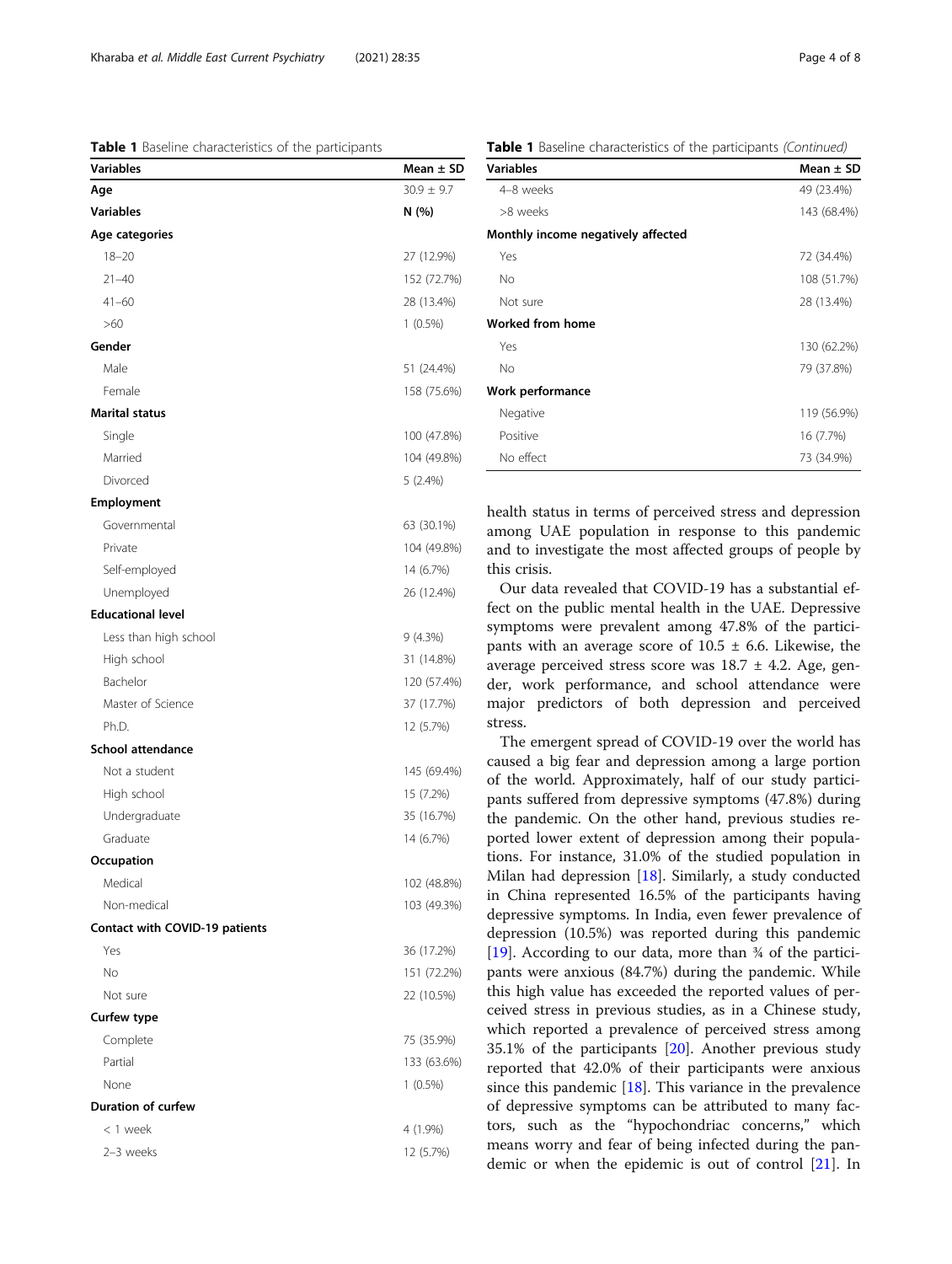**Table 1** Baseline characteristics of the participants

| Variables | Mean ± SD |
|---|---|
| **Age** | 30.9 ± 9.7 |
| **Variables** | **N (%)** |
| **Age categories** | |
| 18–20 | 27 (12.9%) |
| 21–40 | 152 (72.7%) |
| 41–60 | 28 (13.4%) |
| >60 | 1 (0.5%) |
| **Gender** | |
| Male | 51 (24.4%) |
| Female | 158 (75.6%) |
| **Marital status** | |
| Single | 100 (47.8%) |
| Married | 104 (49.8%) |
| Divorced | 5 (2.4%) |
| **Employment** | |
| Governmental | 63 (30.1%) |
| Private | 104 (49.8%) |
| Self-employed | 14 (6.7%) |
| Unemployed | 26 (12.4%) |
| **Educational level** | |
| Less than high school | 9 (4.3%) |
| High school | 31 (14.8%) |
| Bachelor | 120 (57.4%) |
| Master of Science | 37 (17.7%) |
| Ph.D. | 12 (5.7%) |
| **School attendance** | |
| Not a student | 145 (69.4%) |
| High school | 15 (7.2%) |
| Undergraduate | 35 (16.7%) |
| Graduate | 14 (6.7%) |
| **Occupation** | |
| Medical | 102 (48.8%) |
| Non-medical | 103 (49.3%) |
| **Contact with COVID-19 patients** | |
| Yes | 36 (17.2%) |
| No | 151 (72.2%) |
| Not sure | 22 (10.5%) |
| **Curfew type** | |
| Complete | 75 (35.9%) |
| Partial | 133 (63.6%) |
| None | 1 (0.5%) |
| **Duration of curfew** | |
| < 1 week | 4 (1.9%) |
| 2–3 weeks | 12 (5.7%) |
| 4–8 weeks | 49 (23.4%) |
| >8 weeks | 143 (68.4%) |
| **Monthly income negatively affected** | |
| Yes | 72 (34.4%) |
| No | 108 (51.7%) |
| Not sure | 28 (13.4%) |
| **Worked from home** | |
| Yes | 130 (62.2%) |
| No | 79 (37.8%) |
| **Work performance** | |
| Negative | 119 (56.9%) |
| Positive | 16 (7.7%) |
| No effect | 73 (34.9%) |

health status in terms of perceived stress and depression among UAE population in response to this pandemic and to investigate the most affected groups of people by this crisis.

Our data revealed that COVID-19 has a substantial effect on the public mental health in the UAE. Depressive symptoms were prevalent among 47.8% of the participants with an average score of 10.5 ± 6.6. Likewise, the average perceived stress score was 18.7 ± 4.2. Age, gender, work performance, and school attendance were major predictors of both depression and perceived stress.

The emergent spread of COVID-19 over the world has caused a big fear and depression among a large portion of the world. Approximately, half of our study participants suffered from depressive symptoms (47.8%) during the pandemic. On the other hand, previous studies reported lower extent of depression among their populations. For instance, 31.0% of the studied population in Milan had depression [18]. Similarly, a study conducted in China represented 16.5% of the participants having depressive symptoms. In India, even fewer prevalence of depression (10.5%) was reported during this pandemic [19]. According to our data, more than ¾ of the participants were anxious (84.7%) during the pandemic. While this high value has exceeded the reported values of perceived stress in previous studies, as in a Chinese study, which reported a prevalence of perceived stress among 35.1% of the participants [20]. Another previous study reported that 42.0% of their participants were anxious since this pandemic [18]. This variance in the prevalence of depressive symptoms can be attributed to many factors, such as the "hypochondriac concerns," which means worry and fear of being infected during the pandemic or when the epidemic is out of control [21]. In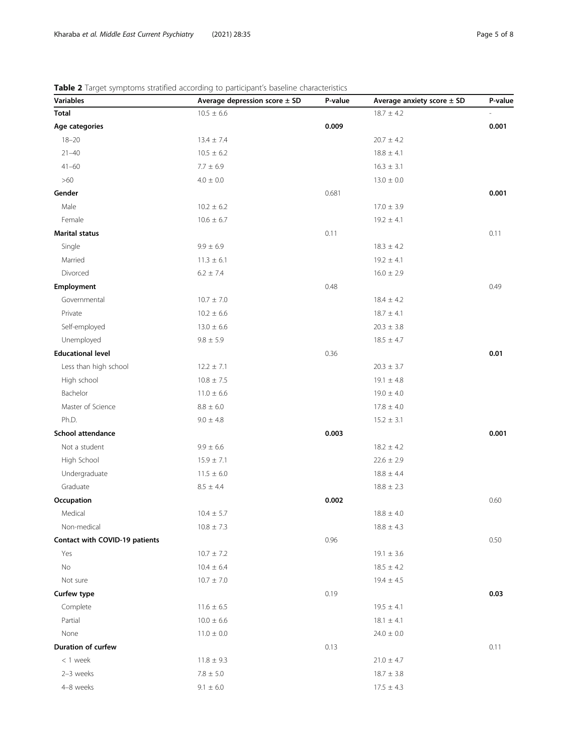**Table 2** Target symptoms stratified according to participant's baseline characteristics

| Variables | Average depression score ± SD | P-value | Average anxiety score ± SD | P-value |
|---|---|---|---|---|
| **Total** | 10.5 ± 6.6 | | 18.7 ± 4.2 | - |
| **Age categories** | | **0.009** | | **0.001** |
| 18–20 | 13.4 ± 7.4 | | 20.7 ± 4.2 | |
| 21–40 | 10.5 ± 6.2 | | 18.8 ± 4.1 | |
| 41–60 | 7.7 ± 6.9 | | 16.3 ± 3.1 | |
| >60 | 4.0 ± 0.0 | | 13.0 ± 0.0 | |
| **Gender** | | 0.681 | | **0.001** |
| Male | 10.2 ± 6.2 | | 17.0 ± 3.9 | |
| Female | 10.6 ± 6.7 | | 19.2 ± 4.1 | |
| **Marital status** | | 0.11 | | 0.11 |
| Single | 9.9 ± 6.9 | | 18.3 ± 4.2 | |
| Married | 11.3 ± 6.1 | | 19.2 ± 4.1 | |
| Divorced | 6.2 ± 7.4 | | 16.0 ± 2.9 | |
| **Employment** | | 0.48 | | 0.49 |
| Governmental | 10.7 ± 7.0 | | 18.4 ± 4.2 | |
| Private | 10.2 ± 6.6 | | 18.7 ± 4.1 | |
| Self-employed | 13.0 ± 6.6 | | 20.3 ± 3.8 | |
| Unemployed | 9.8 ± 5.9 | | 18.5 ± 4.7 | |
| **Educational level** | | 0.36 | | **0.01** |
| Less than high school | 12.2 ± 7.1 | | 20.3 ± 3.7 | |
| High school | 10.8 ± 7.5 | | 19.1 ± 4.8 | |
| Bachelor | 11.0 ± 6.6 | | 19.0 ± 4.0 | |
| Master of Science | 8.8 ± 6.0 | | 17.8 ± 4.0 | |
| Ph.D. | 9.0 ± 4.8 | | 15.2 ± 3.1 | |
| **School attendance** | | **0.003** | | **0.001** |
| Not a student | 9.9 ± 6.6 | | 18.2 ± 4.2 | |
| High School | 15.9 ± 7.1 | | 22.6 ± 2.9 | |
| Undergraduate | 11.5 ± 6.0 | | 18.8 ± 4.4 | |
| Graduate | 8.5 ± 4.4 | | 18.8 ± 2.3 | |
| **Occupation** | | **0.002** | | 0.60 |
| Medical | 10.4 ± 5.7 | | 18.8 ± 4.0 | |
| Non-medical | 10.8 ± 7.3 | | 18.8 ± 4.3 | |
| **Contact with COVID-19 patients** | | 0.96 | | 0.50 |
| Yes | 10.7 ± 7.2 | | 19.1 ± 3.6 | |
| No | 10.4 ± 6.4 | | 18.5 ± 4.2 | |
| Not sure | 10.7 ± 7.0 | | 19.4 ± 4.5 | |
| **Curfew type** | | 0.19 | | **0.03** |
| Complete | 11.6 ± 6.5 | | 19.5 ± 4.1 | |
| Partial | 10.0 ± 6.6 | | 18.1 ± 4.1 | |
| None | 11.0 ± 0.0 | | 24.0 ± 0.0 | |
| **Duration of curfew** | | 0.13 | | 0.11 |
| < 1 week | 11.8 ± 9.3 | | 21.0 ± 4.7 | |
| 2–3 weeks | 7.8 ± 5.0 | | 18.7 ± 3.8 | |
| 4–8 weeks | 9.1 ± 6.0 | | 17.5 ± 4.3 | |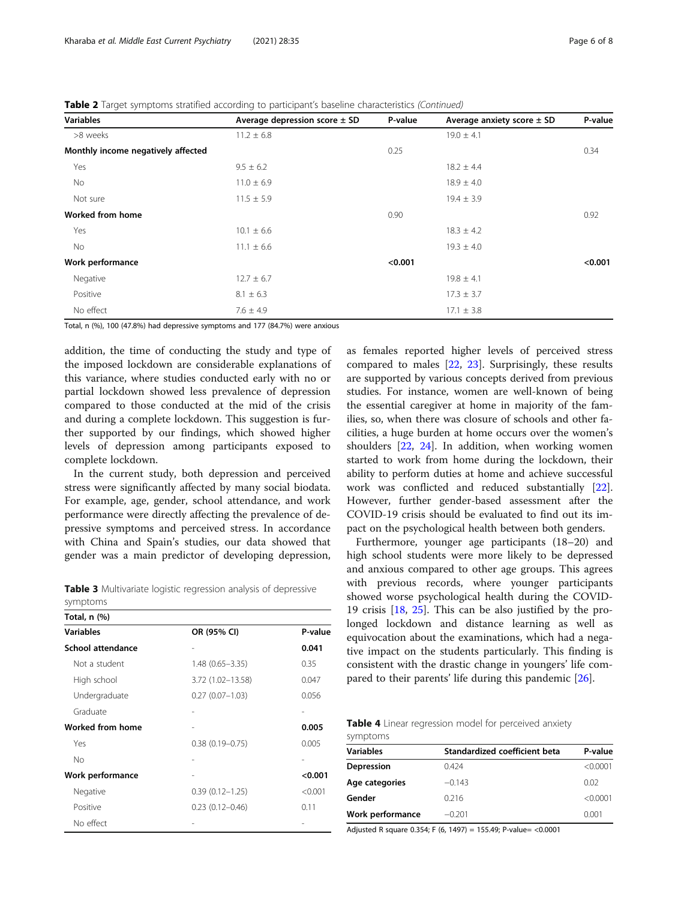**Table 2** Target symptoms stratified according to participant's baseline characteristics *(Continued)*

| Variables | Average depression score ± SD | P-value | Average anxiety score ± SD | P-value |
|---|---|---|---|---|
| >8 weeks | 11.2 ± 6.8 | | 19.0 ± 4.1 | |
| **Monthly income negatively affected** | | 0.25 | | 0.34 |
| Yes | 9.5 ± 6.2 | | 18.2 ± 4.4 | |
| No | 11.0 ± 6.9 | | 18.9 ± 4.0 | |
| Not sure | 11.5 ± 5.9 | | 19.4 ± 3.9 | |
| **Worked from home** | | 0.90 | | 0.92 |
| Yes | 10.1 ± 6.6 | | 18.3 ± 4.2 | |
| No | 11.1 ± 6.6 | | 19.3 ± 4.0 | |
| **Work performance** | | **<0.001** | | **<0.001** |
| Negative | 12.7 ± 6.7 | | 19.8 ± 4.1 | |
| Positive | 8.1 ± 6.3 | | 17.3 ± 3.7 | |
| No effect | 7.6 ± 4.9 | | 17.1 ± 3.8 | |

Total, n (%), 100 (47.8%) had depressive symptoms and 177 (84.7%) were anxious

addition, the time of conducting the study and type of the imposed lockdown are considerable explanations of this variance, where studies conducted early with no or partial lockdown showed less prevalence of depression compared to those conducted at the mid of the crisis and during a complete lockdown. This suggestion is further supported by our findings, which showed higher levels of depression among participants exposed to complete lockdown.

In the current study, both depression and perceived stress were significantly affected by many social biodata. For example, age, gender, school attendance, and work performance were directly affecting the prevalence of depressive symptoms and perceived stress. In accordance with China and Spain's studies, our data showed that gender was a main predictor of developing depression, as females reported higher levels of perceived stress compared to males [22, 23]. Surprisingly, these results are supported by various concepts derived from previous studies. For instance, women are well-known of being the essential caregiver at home in majority of the families, so, when there was closure of schools and other facilities, a huge burden at home occurs over the women's shoulders [22, 24]. In addition, when working women started to work from home during the lockdown, their ability to perform duties at home and achieve successful work was conflicted and reduced substantially [22]. However, further gender-based assessment after the COVID-19 crisis should be evaluated to find out its impact on the psychological health between both genders.

Furthermore, younger age participants (18–20) and high school students were more likely to be depressed and anxious compared to other age groups. This agrees with previous records, where younger participants showed worse psychological health during the COVID-19 crisis [18, 25]. This can be also justified by the prolonged lockdown and distance learning as well as equivocation about the examinations, which had a negative impact on the students particularly. This finding is consistent with the drastic change in youngers' life compared to their parents' life during this pandemic [26].

**Table 3** Multivariate logistic regression analysis of depressive symptoms

| Total, n (%) | | |
|---|---|---|
| **Variables** | **OR (95% CI)** | **P-value** |
| **School attendance** | - | **0.041** |
| Not a student | 1.48 (0.65–3.35) | 0.35 |
| High school | 3.72 (1.02–13.58) | 0.047 |
| Undergraduate | 0.27 (0.07–1.03) | 0.056 |
| Graduate | - | - |
| **Worked from home** | - | **0.005** |
| Yes | 0.38 (0.19–0.75) | 0.005 |
| No | - | - |
| **Work performance** | - | **<0.001** |
| Negative | 0.39 (0.12–1.25) | <0.001 |
| Positive | 0.23 (0.12–0.46) | 0.11 |
| No effect | - | - |

**Table 4** Linear regression model for perceived anxiety symptoms

| Variables | Standardized coefficient beta | P-value |
|---|---|---|
| **Depression** | 0.424 | <0.0001 |
| **Age categories** | −0.143 | 0.02 |
| **Gender** | 0.216 | <0.0001 |
| **Work performance** | −0.201 | 0.001 |

Adjusted R square 0.354; F (6, 1497) = 155.49; P-value= <0.0001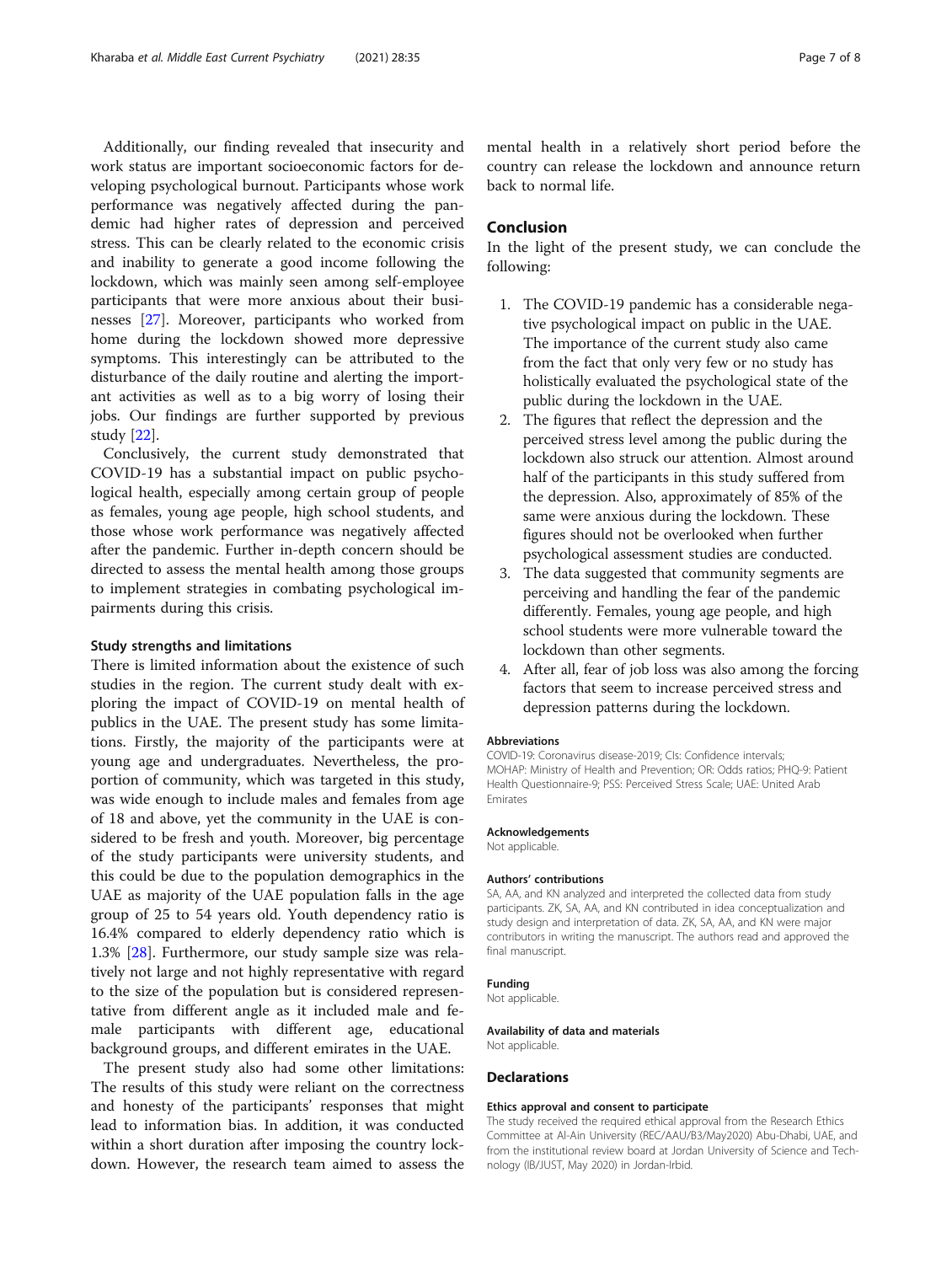Additionally, our finding revealed that insecurity and work status are important socioeconomic factors for developing psychological burnout. Participants whose work performance was negatively affected during the pandemic had higher rates of depression and perceived stress. This can be clearly related to the economic crisis and inability to generate a good income following the lockdown, which was mainly seen among self-employee participants that were more anxious about their businesses [27]. Moreover, participants who worked from home during the lockdown showed more depressive symptoms. This interestingly can be attributed to the disturbance of the daily routine and alerting the important activities as well as to a big worry of losing their jobs. Our findings are further supported by previous study [22].

Conclusively, the current study demonstrated that COVID-19 has a substantial impact on public psychological health, especially among certain group of people as females, young age people, high school students, and those whose work performance was negatively affected after the pandemic. Further in-depth concern should be directed to assess the mental health among those groups to implement strategies in combating psychological impairments during this crisis.

### Study strengths and limitations

There is limited information about the existence of such studies in the region. The current study dealt with exploring the impact of COVID-19 on mental health of publics in the UAE. The present study has some limitations. Firstly, the majority of the participants were at young age and undergraduates. Nevertheless, the proportion of community, which was targeted in this study, was wide enough to include males and females from age of 18 and above, yet the community in the UAE is considered to be fresh and youth. Moreover, big percentage of the study participants were university students, and this could be due to the population demographics in the UAE as majority of the UAE population falls in the age group of 25 to 54 years old. Youth dependency ratio is 16.4% compared to elderly dependency ratio which is 1.3% [28]. Furthermore, our study sample size was relatively not large and not highly representative with regard to the size of the population but is considered representative from different angle as it included male and female participants with different age, educational background groups, and different emirates in the UAE.

The present study also had some other limitations: The results of this study were reliant on the correctness and honesty of the participants' responses that might lead to information bias. In addition, it was conducted within a short duration after imposing the country lockdown. However, the research team aimed to assess the mental health in a relatively short period before the country can release the lockdown and announce return back to normal life.

## Conclusion

In the light of the present study, we can conclude the following:

1. The COVID-19 pandemic has a considerable negative psychological impact on public in the UAE. The importance of the current study also came from the fact that only very few or no study has holistically evaluated the psychological state of the public during the lockdown in the UAE.
2. The figures that reflect the depression and the perceived stress level among the public during the lockdown also struck our attention. Almost around half of the participants in this study suffered from the depression. Also, approximately of 85% of the same were anxious during the lockdown. These figures should not be overlooked when further psychological assessment studies are conducted.
3. The data suggested that community segments are perceiving and handling the fear of the pandemic differently. Females, young age people, and high school students were more vulnerable toward the lockdown than other segments.
4. After all, fear of job loss was also among the forcing factors that seem to increase perceived stress and depression patterns during the lockdown.

#### Abbreviations

COVID-19: Coronavirus disease-2019; CIs: Confidence intervals; MOHAP: Ministry of Health and Prevention; OR: Odds ratios; PHQ-9: Patient Health Questionnaire-9; PSS: Perceived Stress Scale; UAE: United Arab Emirates

#### Acknowledgements

Not applicable.

#### Authors' contributions

SA, AA, and KN analyzed and interpreted the collected data from study participants. ZK, SA, AA, and KN contributed in idea conceptualization and study design and interpretation of data. ZK, SA, AA, and KN were major contributors in writing the manuscript. The authors read and approved the final manuscript.

#### Funding

Not applicable.

#### Availability of data and materials

Not applicable.

## Declarations

#### Ethics approval and consent to participate

The study received the required ethical approval from the Research Ethics Committee at Al-Ain University (REC/AAU/B3/May2020) Abu-Dhabi, UAE, and from the institutional review board at Jordan University of Science and Technology (IB/JUST, May 2020) in Jordan-Irbid.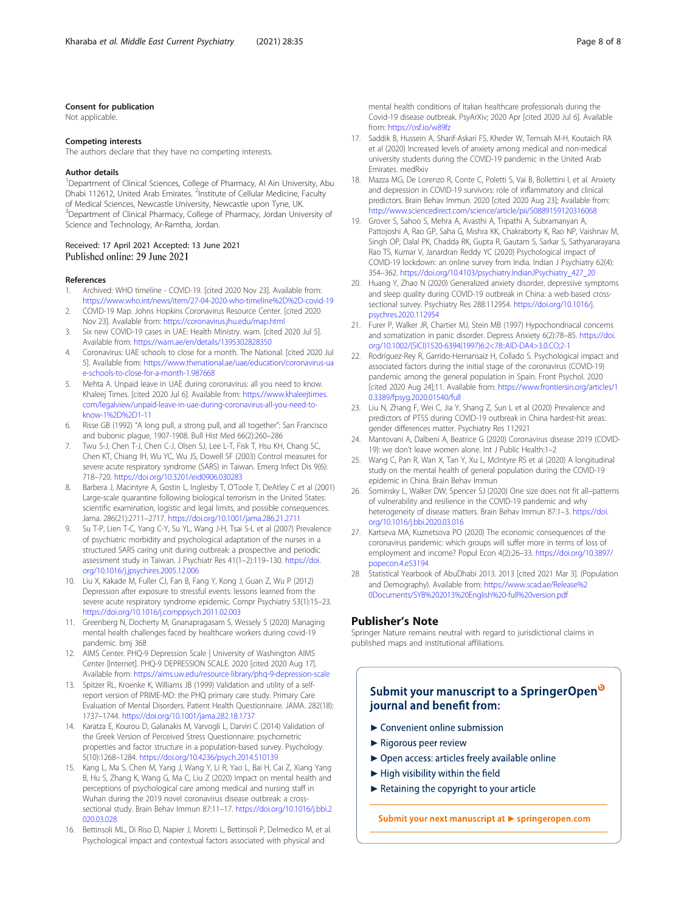#### Consent for publication

Not applicable.

#### Competing interests

The authors declare that they have no competing interests.

#### Author details

[1]Department of Clinical Sciences, College of Pharmacy, Al Ain University, Abu Dhabi 112612, United Arab Emirates. [2]Institute of Cellular Medicine, Faculty of Medical Sciences, Newcastle University, Newcastle upon Tyne, UK. [3]Department of Clinical Pharmacy, College of Pharmacy, Jordan University of Science and Technology, Ar-Ramtha, Jordan.

Received: 17 April 2021 Accepted: 13 June 2021
Published online: 29 June 2021

#### References

1. Archived: WHO timeline - COVID-19. [cited 2020 Nov 23]. Available from: https://www.who.int/news/item/27-04-2020-who-timeline%2D%2D-covid-19
2. COVID-19 Map. Johns Hopkins Coronavirus Resource Center. [cited 2020 Nov 23]. Available from: https://coronavirus.jhu.edu/map.html
3. Six new COVID-19 cases in UAE: Health Ministry. wam. [cited 2020 Jul 5]. Available from: https://wam.ae/en/details/1395302828350
4. Coronavirus: UAE schools to close for a month. The National. [cited 2020 Jul 5]. Available from: https://www.thenational.ae/uae/education/coronavirus-uae-schools-to-close-for-a-month-1.987668
5. Mehta A. Unpaid leave in UAE during coronavirus: all you need to know. Khaleej Times. [cited 2020 Jul 6]. Available from: https://www.khaleejtimes.com/legalview/unpaid-leave-in-uae-during-coronavirus-all-you-need-to-know-1%2D%2D1-11
6. Risse GB (1992) "A long pull, a strong pull, and all together": San Francisco and bubonic plague, 1907-1908. Bull Hist Med 66(2):260–286
7. Twu S-J, Chen T-J, Chen C-J, Olsen SJ, Lee L-T, Fisk T, Hsu KH, Chang SC, Chen KT, Chiang IH, Wu YC, Wu JS, Dowell SF (2003) Control measures for severe acute respiratory syndrome (SARS) in Taiwan. Emerg Infect Dis 9(6): 718–720. https://doi.org/10.3201/eid0906.030283
8. Barbera J, Macintyre A, Gostin L, Inglesby T, O'Toole T, DeAtley C et al (2001) Large-scale quarantine following biological terrorism in the United States: scientific examination, logistic and legal limits, and possible consequences. Jama. 286(21):2711–2717. https://doi.org/10.1001/jama.286.21.2711
9. Su T-P, Lien T-C, Yang C-Y, Su YL, Wang J-H, Tsai S-L et al (2007) Prevalence of psychiatric morbidity and psychological adaptation of the nurses in a structured SARS caring unit during outbreak: a prospective and periodic assessment study in Taiwan. J Psychiatr Res 41(1–2):119–130. https://doi.org/10.1016/j.jpsychires.2005.12.006
10. Liu X, Kakade M, Fuller CJ, Fan B, Fang Y, Kong J, Guan Z, Wu P (2012) Depression after exposure to stressful events: lessons learned from the severe acute respiratory syndrome epidemic. Compr Psychiatry 53(1):15–23. https://doi.org/10.1016/j.comppsych.2011.02.003
11. Greenberg N, Docherty M, Gnanapragasam S, Wessely S (2020) Managing mental health challenges faced by healthcare workers during covid-19 pandemic. bmj 368
12. AIMS Center. PHQ-9 Depression Scale | University of Washington AIMS Center [Internet]. PHQ-9 DEPRESSION SCALE. 2020 [cited 2020 Aug 17]. Available from: https://aims.uw.edu/resource-library/phq-9-depression-scale
13. Spitzer RL, Kroenke K, Williams JB (1999) Validation and utility of a self-report version of PRIME-MD: the PHQ primary care study. Primary Care Evaluation of Mental Disorders. Patient Health Questionnaire. JAMA. 282(18): 1737–1744. https://doi.org/10.1001/jama.282.18.1737
14. Karatza E, Kourou D, Galanakis M, Varvogli L, Darviri C (2014) Validation of the Greek Version of Perceived Stress Questionnaire: psychometric properties and factor structure in a population-based survey. Psychology. 5(10):1268–1284. https://doi.org/10.4236/psych.2014.510139
15. Kang L, Ma S, Chen M, Yang J, Wang Y, Li R, Yao L, Bai H, Cai Z, Xiang Yang B, Hu S, Zhang K, Wang G, Ma C, Liu Z (2020) Impact on mental health and perceptions of psychological care among medical and nursing staff in Wuhan during the 2019 novel coronavirus disease outbreak: a cross-sectional study. Brain Behav Immun 87:11–17. https://doi.org/10.1016/j.bbi.2020.03.028
16. Bettinsoli ML, Di Riso D, Napier J, Moretti L, Bettinsoli P, Delmedico M, et al. Psychological impact and contextual factors associated with physical and mental health conditions of Italian healthcare professionals during the Covid-19 disease outbreak. PsyArXiv; 2020 Apr [cited 2020 Jul 6]. Available from: https://osf.io/w89fz
17. Saddik B, Hussein A, Sharif-Askari FS, Kheder W, Temsah M-H, Koutaich RA et al (2020) Increased levels of anxiety among medical and non-medical university students during the COVID-19 pandemic in the United Arab Emirates. medRxiv
18. Mazza MG, De Lorenzo R, Conte C, Poletti S, Vai B, Bollettini I, et al. Anxiety and depression in COVID-19 survivors: role of inflammatory and clinical predictors. Brain Behav Immun. 2020 [cited 2020 Aug 23]; Available from: http://www.sciencedirect.com/science/article/pii/S0889159120316068
19. Grover S, Sahoo S, Mehra A, Avasthi A, Tripathi A, Subramanyan A, Pattojoshi A, Rao GP, Saha G, Mishra KK, Chakraborty K, Rao NP, Vaishnav M, Singh OP, Dalal PK, Chadda RK, Gupta R, Gautam S, Sarkar S, Sathyanarayana Rao TS, Kumar V, Janardran Reddy YC (2020) Psychological impact of COVID-19 lockdown: an online survey from India. Indian J Psychiatry 62(4): 354–362. https://doi.org/10.4103/psychiatry.IndianJPsychiatry_427_20
20. Huang Y, Zhao N (2020) Generalized anxiety disorder, depressive symptoms and sleep quality during COVID-19 outbreak in China: a web-based cross-sectional survey. Psychiatry Res 288:112954. https://doi.org/10.1016/j.psychres.2020.112954
21. Furer P, Walker JR, Chartier MJ, Stein MB (1997) Hypochondriacal concerns and somatization in panic disorder. Depress Anxiety 6(2):78–85. https://doi.org/10.1002/(SICI)1520-6394(1997)6:2<78::AID-DA4>3.0.CO;2-1
22. Rodríguez-Rey R, Garrido-Hernansaiz H, Collado S. Psychological impact and associated factors during the initial stage of the coronavirus (COVID-19) pandemic among the general population in Spain. Front Psychol. 2020 [cited 2020 Aug 24];11. Available from: https://www.frontiersin.org/articles/10.3389/fpsyg.2020.01540/full
23. Liu N, Zhang F, Wei C, Jia Y, Shang Z, Sun L et al (2020) Prevalence and predictors of PTSS during COVID-19 outbreak in China hardest-hit areas: gender differences matter. Psychiatry Res 112921
24. Mantovani A, Dalbeni A, Beatrice G (2020) Coronavirus disease 2019 (COVID-19): we don't leave women alone. Int J Public Health:1–2
25. Wang C, Pan R, Wan X, Tan Y, Xu L, McIntyre RS et al (2020) A longitudinal study on the mental health of general population during the COVID-19 epidemic in China. Brain Behav Immun
26. Sominsky L, Walker DW, Spencer SJ (2020) One size does not fit all–patterns of vulnerability and resilience in the COVID-19 pandemic and why heterogeneity of disease matters. Brain Behav Immun 87:1–3. https://doi.org/10.1016/j.bbi.2020.03.016
27. Kartseva MA, Kuznetsova PO (2020) The economic consequences of the coronavirus pandemic: which groups will suffer more in terms of loss of employment and income? Popul Econ 4(2):26–33. https://doi.org/10.3897/popecon.4.e53194
28. Statistical Yearbook of AbuDhabi 2013. 2013 [cited 2021 Mar 3]. (Population and Demography). Available from: https://www.scad.ae/Release%20Documents/SYB%202013%20English%20-full%20version.pdf

## Publisher's Note

Springer Nature remains neutral with regard to jurisdictional claims in published maps and institutional affiliations.

**Submit your manuscript to a SpringerOpen journal and benefit from:**

- Convenient online submission
- Rigorous peer review
- Open access: articles freely available online
- High visibility within the field
- Retaining the copyright to your article

Submit your next manuscript at ► springeropen.com